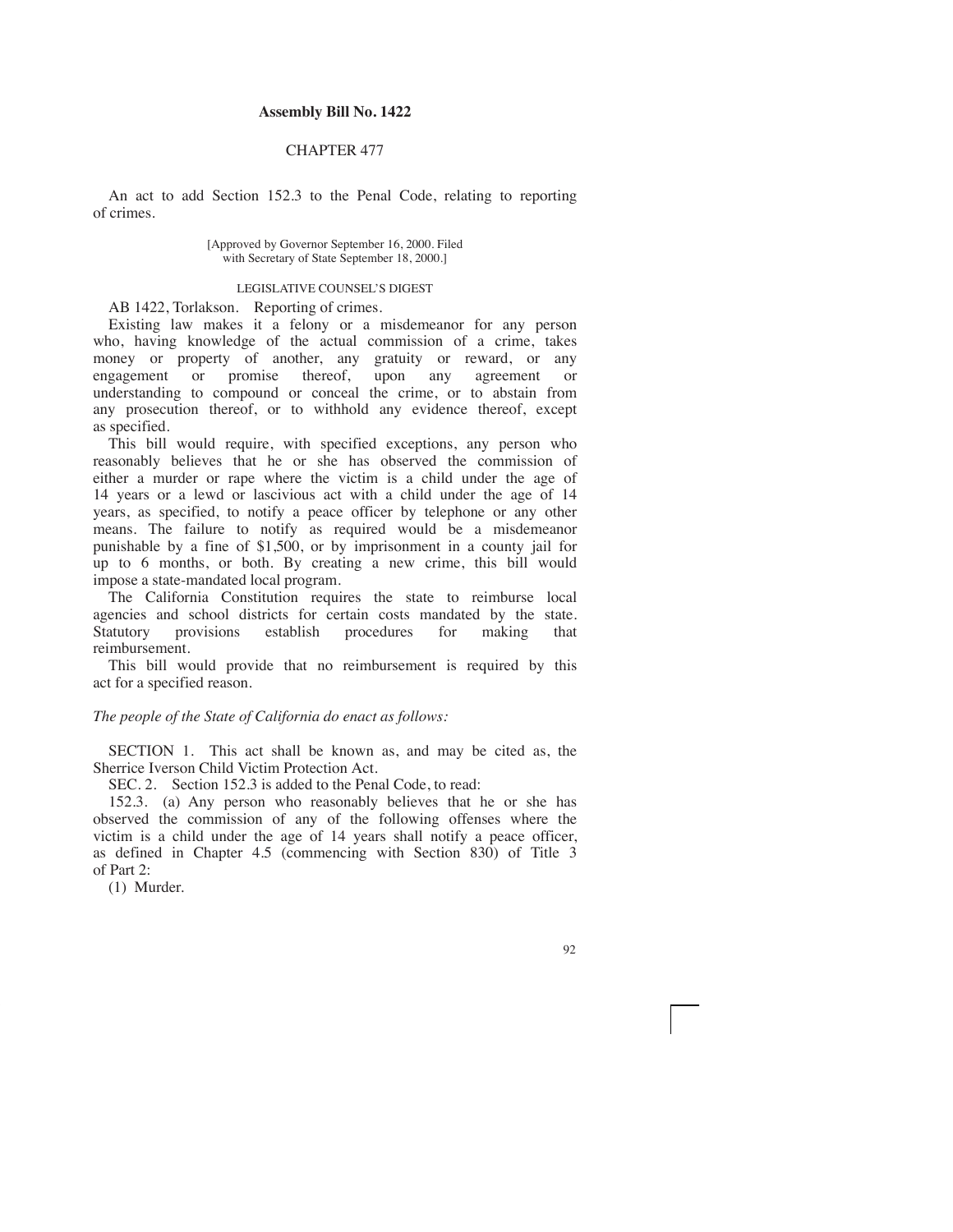# Assembly Bill No. 1422

## CHAPTER 477

An act to add Section 152.3 to the Penal Code, relating to reporting of crimes.

[Approved by Governor September 16, 2000. Filed with Secretary of State September 18, 2000.]

LEGISLATIVE COUNSEL'S DIGEST

AB 1422, Torlakson. Reporting of crimes.

Existing law makes it a felony or a misdemeanor for any person who, having knowledge of the actual commission of a crime, takes money or property of another, any gratuity or reward, or any engagement or promise thereof, upon any agreement or understanding to compound or conceal the crime, or to abstain from any prosecution thereof, or to withhold any evidence thereof, except as specified.

This bill would require, with specified exceptions, any person who reasonably believes that he or she has observed the commission of either a murder or rape where the victim is a child under the age of 14 years or a lewd or lascivious act with a child under the age of 14 years, as specified, to notify a peace officer by telephone or any other means. The failure to notify as required would be a misdemeanor punishable by a fine of $1,500, or by imprisonment in a county jail for up to 6 months, or both. By creating a new crime, this bill would impose a state-mandated local program.

The California Constitution requires the state to reimburse local agencies and school districts for certain costs mandated by the state. Statutory provisions establish procedures for making that reimbursement.

This bill would provide that no reimbursement is required by this act for a specified reason.

*The people of the State of California do enact as follows:*

SECTION 1. This act shall be known as, and may be cited as, the Sherrice Iverson Child Victim Protection Act.

SEC. 2. Section 152.3 is added to the Penal Code, to read:

152.3. (a) Any person who reasonably believes that he or she has observed the commission of any of the following offenses where the victim is a child under the age of 14 years shall notify a peace officer, as defined in Chapter 4.5 (commencing with Section 830) of Title 3 of Part 2:

(1) Murder.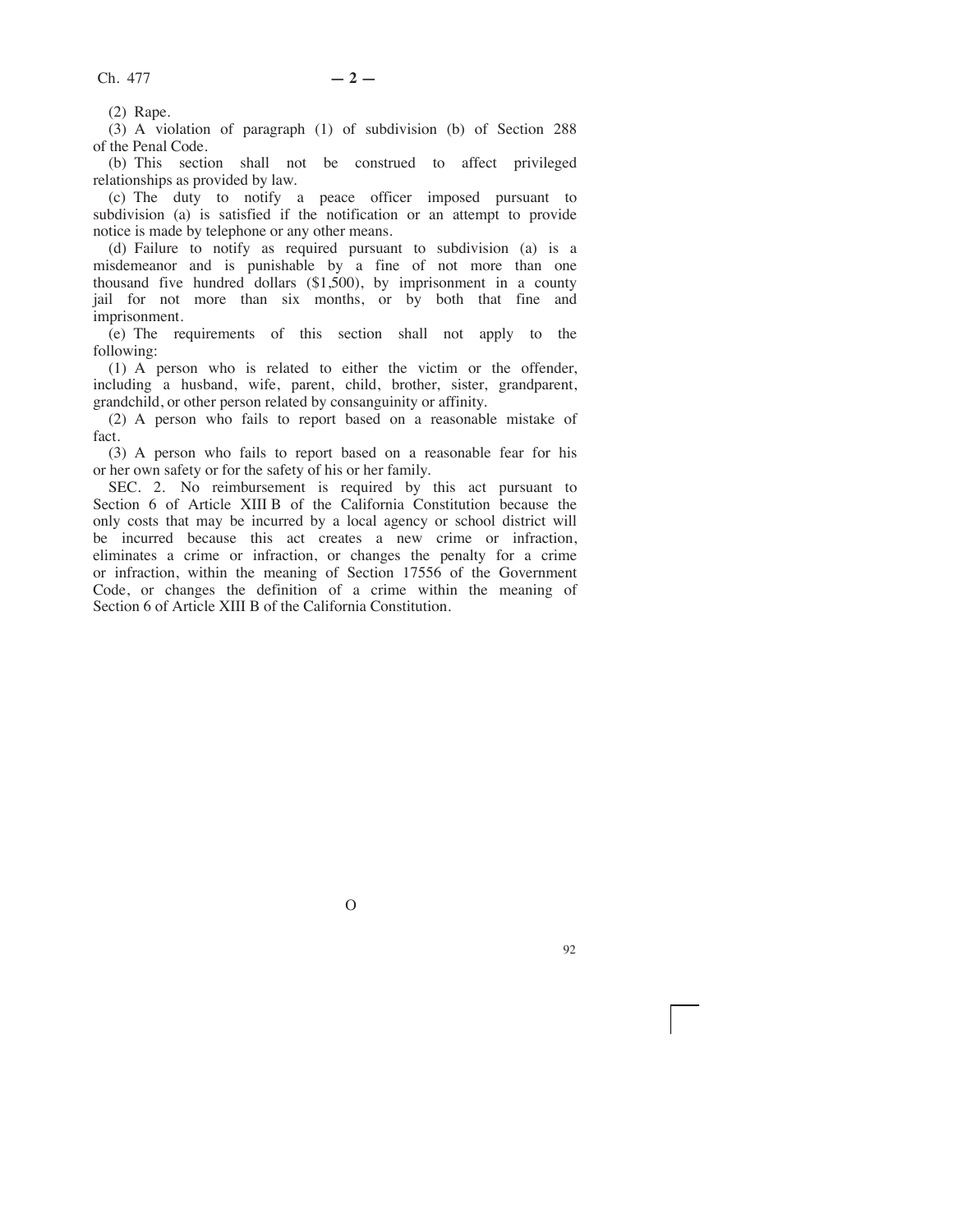(2) Rape.

(3) A violation of paragraph (1) of subdivision (b) of Section 288 of the Penal Code.

(b) This section shall not be construed to affect privileged relationships as provided by law.

(c) The duty to notify a peace officer imposed pursuant to subdivision (a) is satisfied if the notification or an attempt to provide notice is made by telephone or any other means.

(d) Failure to notify as required pursuant to subdivision (a) is a misdemeanor and is punishable by a fine of not more than one thousand five hundred dollars ($1,500), by imprisonment in a county jail for not more than six months, or by both that fine and imprisonment.

(e) The requirements of this section shall not apply to the following:

(1) A person who is related to either the victim or the offender, including a husband, wife, parent, child, brother, sister, grandparent, grandchild, or other person related by consanguinity or affinity.

(2) A person who fails to report based on a reasonable mistake of fact.

(3) A person who fails to report based on a reasonable fear for his or her own safety or for the safety of his or her family.

SEC. 2. No reimbursement is required by this act pursuant to Section 6 of Article XIII B of the California Constitution because the only costs that may be incurred by a local agency or school district will be incurred because this act creates a new crime or infraction, eliminates a crime or infraction, or changes the penalty for a crime or infraction, within the meaning of Section 17556 of the Government Code, or changes the definition of a crime within the meaning of Section 6 of Article XIII B of the California Constitution.

O